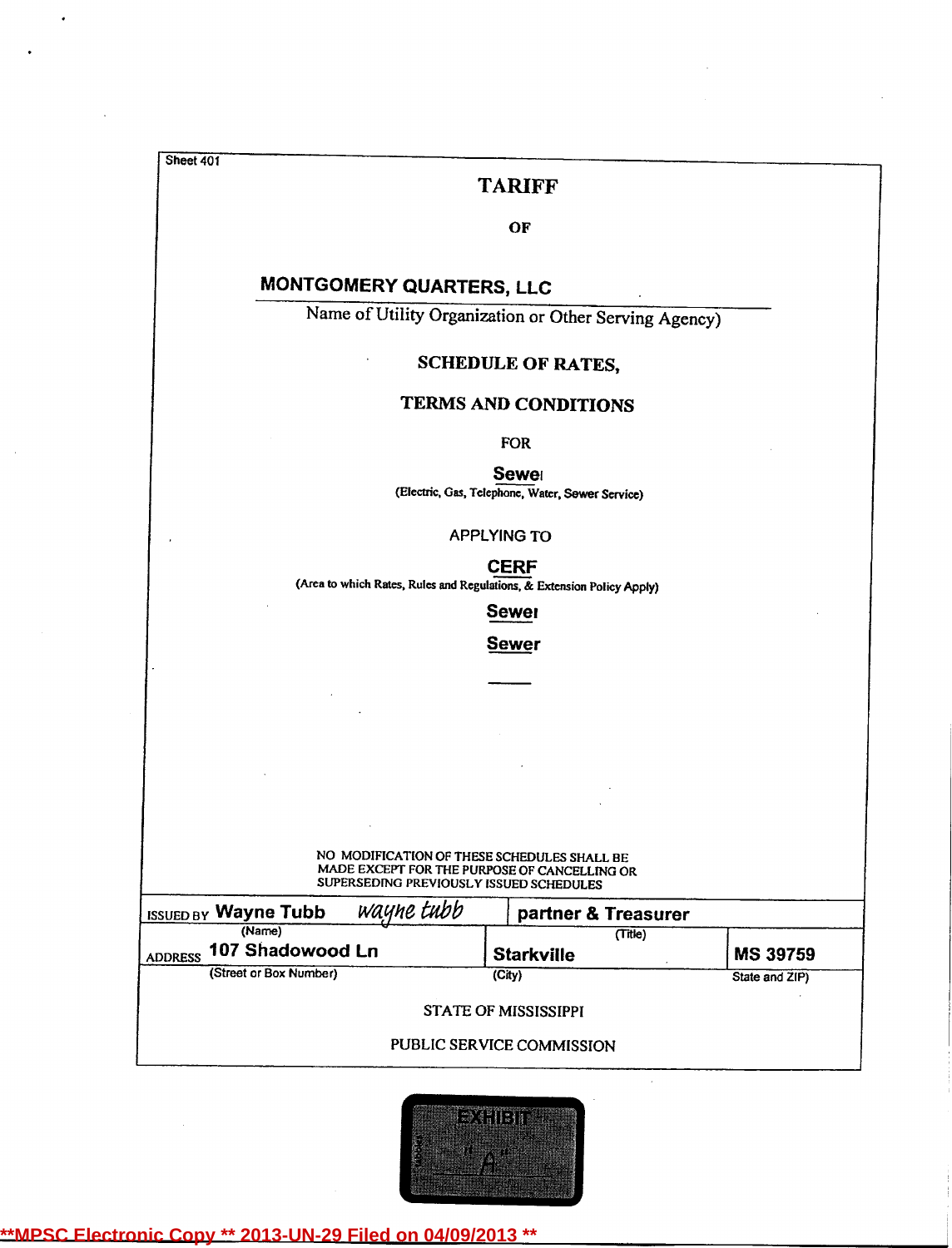Sheet 401

# TARIFF

OF

**MONTGOMERY QUARTERS, LLC**

Name of Utility Organization or Other Serving Agency)

## SCHEDULE OF RATES,

## TERMS AND CONDITIONS

FOR

**Sewer**

(Electric, Gas, Telephone, Water, Sewer Service)

APPLYING TO

**CERF**

(Area to which Rates, Rules and Regulations, & Extension Policy Apply)

**Sewer**

**Sewer**

NO MODIFICATION OF THESE SCHEDULES SHALL BE MADE EXCEPT FOR THE PURPOSE OF CANCELLING OR SUPERSEDING PREVIOUSLY ISSUED SCHEDULES

| ISSUED BY **Wayne Tubb** *wayne tubb* (Name) | **partner & Treasurer** (Title) | |
|---|---|---|
| ADDRESS **107 Shadowood Ln** (Street or Box Number) | **Starkville** (City) | **MS 39759** State and ZIP) |

STATE OF MISSISSIPPI

PUBLIC SERVICE COMMISSION

EXHIBIT "A"

**MPSC Electronic Copy ** 2013-UN-29 Filed on 04/09/2013 **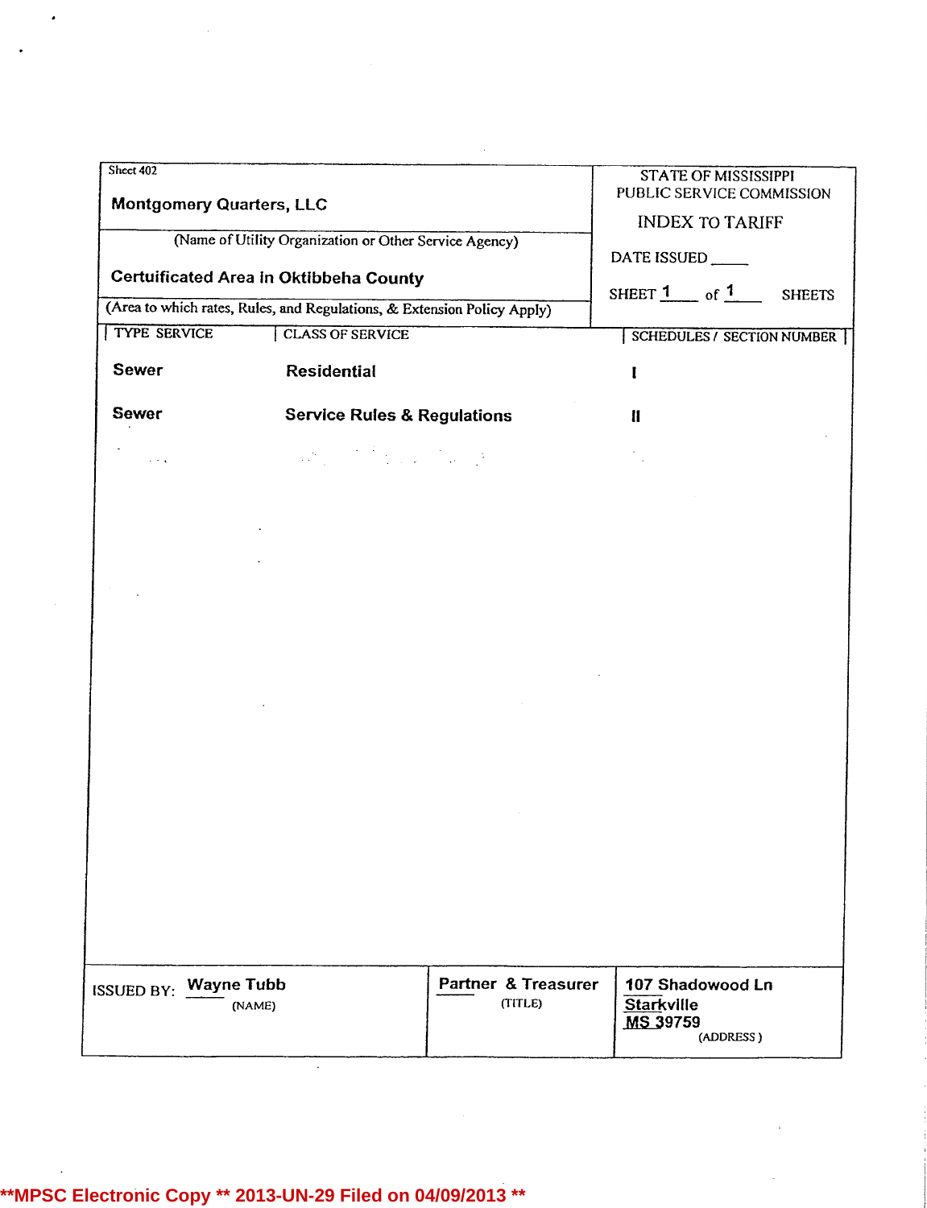Sheet 402

**Montgomery Quarters, LLC**

(Name of Utility Organization or Other Service Agency)

**Certuificated Area in Oktibbeha County**

(Area to which rates, Rules, and Regulations, & Extension Policy Apply)

STATE OF MISSISSIPPI
PUBLIC SERVICE COMMISSION

INDEX TO TARIFF

DATE ISSUED ____

SHEET 1 of 1 SHEETS

| TYPE SERVICE | CLASS OF SERVICE | SCHEDULES / SECTION NUMBER |
|---|---|---|
| **Sewer** | **Residential** | **I** |
| **Sewer** | **Service Rules & Regulations** | **II** |

| ISSUED BY: | | |
|---|---|---|
| **Wayne Tubb** (NAME) | **Partner & Treasurer** (TITLE) | **107 Shadowood Ln Starkville MS 39759** (ADDRESS) |

**MPSC Electronic Copy ** 2013-UN-29 Filed on 04/09/2013 **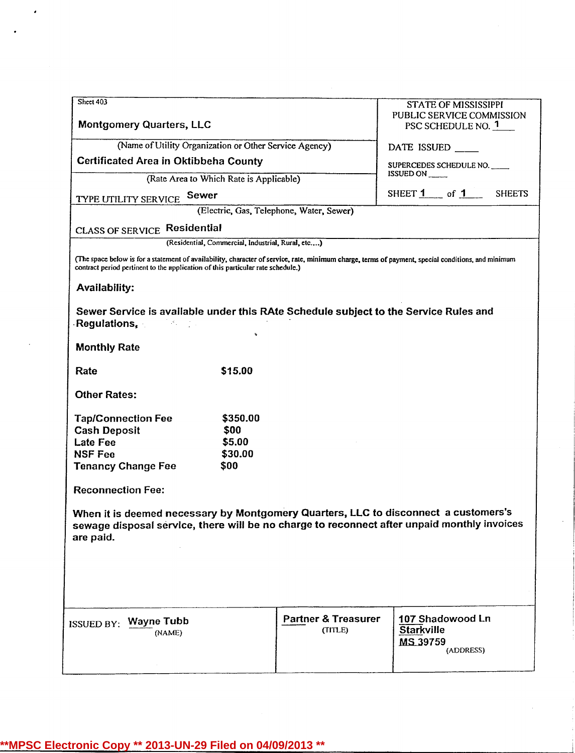Sheet 403

| Montgomery Quarters, LLC | STATE OF MISSISSIPPI PUBLIC SERVICE COMMISSION PSC SCHEDULE NO. 1 |
|---|---|
| (Name of Utility Organization or Other Service Agency) | DATE ISSUED ____ |
| Certificated Area in Oktibbeha County | SUPERCEDES SCHEDULE NO. ____ ISSUED ON ____ |
| (Rate Area to Which Rate is Applicable) | |
| TYPE UTILITY SERVICE Sewer | SHEET 1 of 1 SHEETS |

(Electric, Gas, Telephone, Water, Sewer)

CLASS OF SERVICE **Residential**

(Residential, Commercial, Industrial, Rural, etc....)

(The space below is for a statement of availability, character of service, rate, minimum charge, terms of payment, special conditions, and minimum contract period pertinent to the application of this particular rate schedule.)

**Availability:**

**Sewer Service is available under this RAte Schedule subject to the Service Rules and Regulations.**

**Monthly Rate**

| | |
|---|---|
| **Rate** | **$15.00** |

**Other Rates:**

| | |
|---|---|
| **Tap/Connection Fee** | **$350.00** |
| **Cash Deposit** | **$00** |
| **Late Fee** | **$5.00** |
| **NSF Fee** | **$30.00** |
| **Tenancy Change Fee** | **$00** |

**Reconnection Fee:**

**When it is deemed necessary by Montgomery Quarters, LLC to disconnect a customers's sewage disposal service, there will be no charge to reconnect after unpaid monthly invoices are paid.**

| ISSUED BY: Wayne Tubb (NAME) | Partner & Treasurer (TITLE) | 107 Shadowood Ln Starkville MS 39759 (ADDRESS) |
|---|---|---|

**MPSC Electronic Copy ** 2013-UN-29 Filed on 04/09/2013 **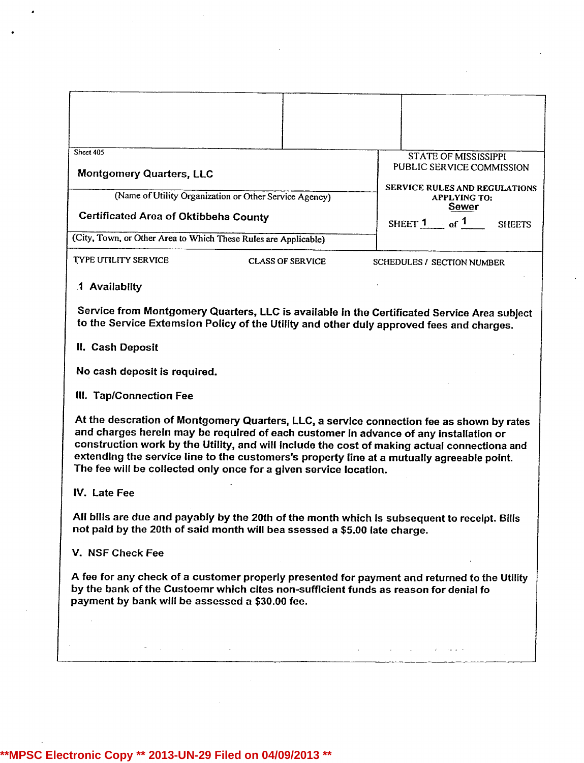| | | |
|---|---|---|
| Sheet 405<br><br>**Montgomery Quarters, LLC**<br>(Name of Utility Organization or Other Service Agency)<br><br>**Certificated Area of Oktibbeha County**<br>(City, Town, or Other Area to Which These Rules are Applicable) | | STATE OF MISSISSIPPI<br>PUBLIC SERVICE COMMISSION<br><br>**SERVICE RULES AND REGULATIONS APPLYING TO:**<br>**Sewer**<br><br>SHEET **1** of **1** SHEETS |
| TYPE UTILITY SERVICE | CLASS OF SERVICE | SCHEDULES / SECTION NUMBER |

**1 Availablity**

**Service from Montgomery Quarters, LLC is available in the Certificated Service Area subject to the Service Extemsion Policy of the Utility and other duly approved fees and charges.**

**II. Cash Deposit**

**No cash deposit is required.**

**III. Tap/Connection Fee**

**At the descration of Montgomery Quarters, LLC, a service connection fee as shown by rates and charges herein may be required of each customer in advance of any installation or construction work by the Utility, and will include the cost of making actual connectiona and extending the service line to the customers's property line at a mutually agreeable point. The fee will be collected only once for a given service location.**

**IV. Late Fee**

**All bills are due and payably by the 20th of the month which is subsequent to receipt. Bills not paid by the 20th of said month will bea ssessed a $5.00 late charge.**

**V. NSF Check Fee**

**A fee for any check of a customer properly presented for payment and returned to the Utility by the bank of the Custoemr which cites non-sufficient funds as reason for denial fo payment by bank will be assessed a $30.00 fee.**

**MPSC Electronic Copy ** 2013-UN-29 Filed on 04/09/2013 **